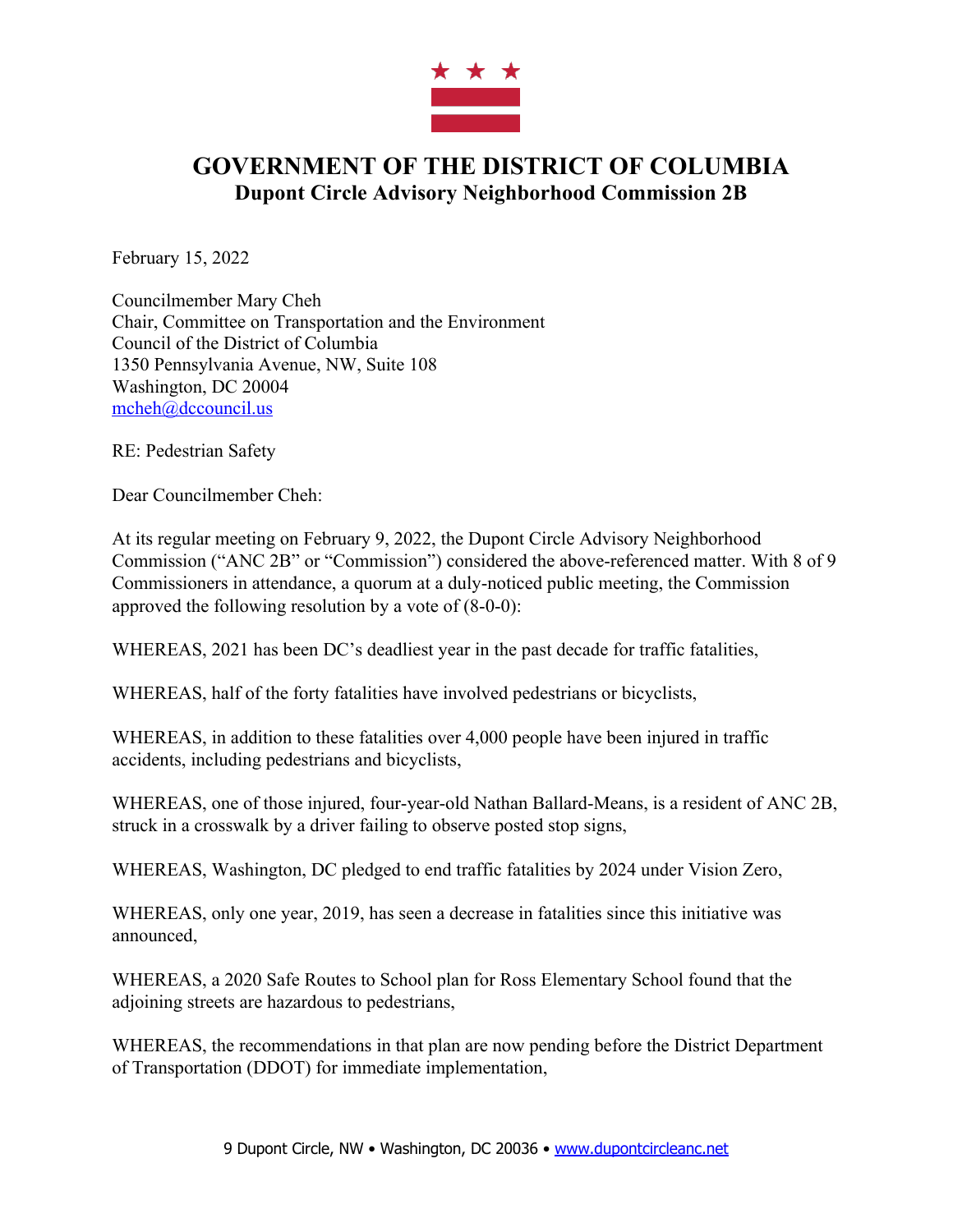# GOVERNMENT OF THE DISTRICT OF COLUMBIA
## Dupont Circle Advisory Neighborhood Commission 2B

February 15, 2022

Councilmember Mary Cheh
Chair, Committee on Transportation and the Environment
Council of the District of Columbia
1350 Pennsylvania Avenue, NW, Suite 108
Washington, DC 20004
mcheh@dccouncil.us

RE: Pedestrian Safety

Dear Councilmember Cheh:

At its regular meeting on February 9, 2022, the Dupont Circle Advisory Neighborhood Commission ("ANC 2B" or "Commission") considered the above-referenced matter. With 8 of 9 Commissioners in attendance, a quorum at a duly-noticed public meeting, the Commission approved the following resolution by a vote of (8-0-0):

WHEREAS, 2021 has been DC's deadliest year in the past decade for traffic fatalities,

WHEREAS, half of the forty fatalities have involved pedestrians or bicyclists,

WHEREAS, in addition to these fatalities over 4,000 people have been injured in traffic accidents, including pedestrians and bicyclists,

WHEREAS, one of those injured, four-year-old Nathan Ballard-Means, is a resident of ANC 2B, struck in a crosswalk by a driver failing to observe posted stop signs,

WHEREAS, Washington, DC pledged to end traffic fatalities by 2024 under Vision Zero,

WHEREAS, only one year, 2019, has seen a decrease in fatalities since this initiative was announced,

WHEREAS, a 2020 Safe Routes to School plan for Ross Elementary School found that the adjoining streets are hazardous to pedestrians,

WHEREAS, the recommendations in that plan are now pending before the District Department of Transportation (DDOT) for immediate implementation,

9 Dupont Circle, NW • Washington, DC 20036 • www.dupontcircleanc.net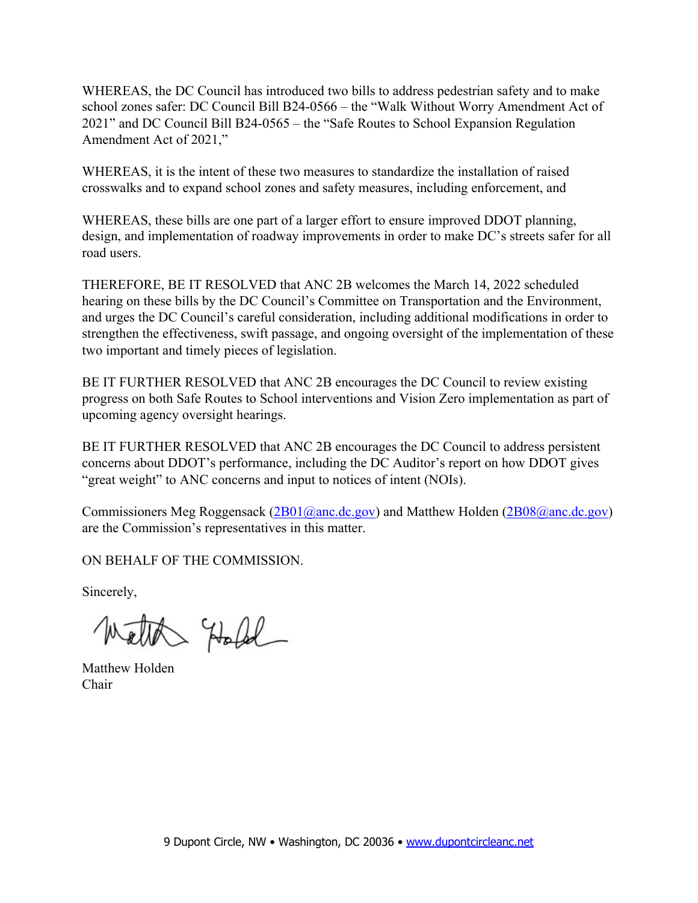WHEREAS, the DC Council has introduced two bills to address pedestrian safety and to make school zones safer: DC Council Bill B24-0566 – the "Walk Without Worry Amendment Act of 2021" and DC Council Bill B24-0565 – the "Safe Routes to School Expansion Regulation Amendment Act of 2021,"

WHEREAS, it is the intent of these two measures to standardize the installation of raised crosswalks and to expand school zones and safety measures, including enforcement, and

WHEREAS, these bills are one part of a larger effort to ensure improved DDOT planning, design, and implementation of roadway improvements in order to make DC's streets safer for all road users.

THEREFORE, BE IT RESOLVED that ANC 2B welcomes the March 14, 2022 scheduled hearing on these bills by the DC Council's Committee on Transportation and the Environment, and urges the DC Council's careful consideration, including additional modifications in order to strengthen the effectiveness, swift passage, and ongoing oversight of the implementation of these two important and timely pieces of legislation.

BE IT FURTHER RESOLVED that ANC 2B encourages the DC Council to review existing progress on both Safe Routes to School interventions and Vision Zero implementation as part of upcoming agency oversight hearings.

BE IT FURTHER RESOLVED that ANC 2B encourages the DC Council to address persistent concerns about DDOT's performance, including the DC Auditor's report on how DDOT gives "great weight" to ANC concerns and input to notices of intent (NOIs).

Commissioners Meg Roggensack (2B01@anc.dc.gov) and Matthew Holden (2B08@anc.dc.gov) are the Commission's representatives in this matter.

ON BEHALF OF THE COMMISSION.

Sincerely,

Matthew Holden
Chair

9 Dupont Circle, NW • Washington, DC 20036 • www.dupontcircleanc.net